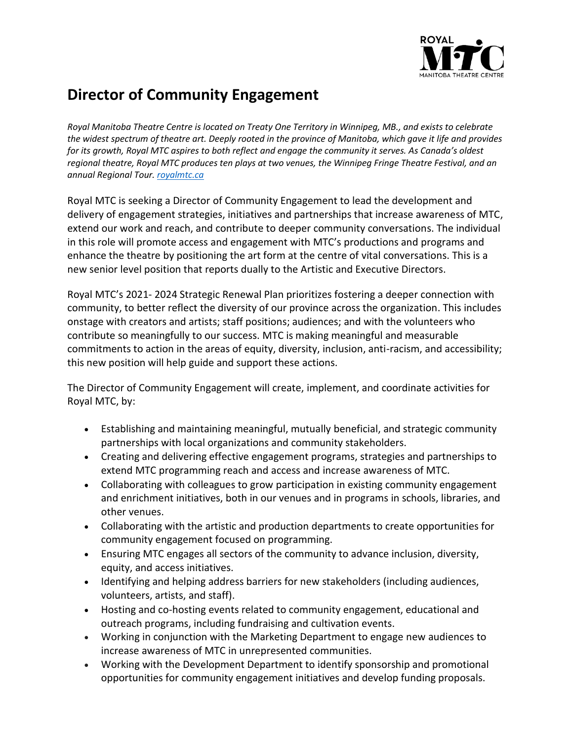# Director of Community Engagement

*Royal Manitoba Theatre Centre is located on Treaty One Territory in Winnipeg, MB., and exists to celebrate the widest spectrum of theatre art. Deeply rooted in the province of Manitoba, which gave it life and provides for its growth, Royal MTC aspires to both reflect and engage the community it serves. As Canada's oldest regional theatre, Royal MTC produces ten plays at two venues, the Winnipeg Fringe Theatre Festival, and an annual Regional Tour. [royalmtc.ca](royalmtc.ca)*

Royal MTC is seeking a Director of Community Engagement to lead the development and delivery of engagement strategies, initiatives and partnerships that increase awareness of MTC, extend our work and reach, and contribute to deeper community conversations. The individual in this role will promote access and engagement with MTC's productions and programs and enhance the theatre by positioning the art form at the centre of vital conversations. This is a new senior level position that reports dually to the Artistic and Executive Directors.

Royal MTC's 2021- 2024 Strategic Renewal Plan prioritizes fostering a deeper connection with community, to better reflect the diversity of our province across the organization. This includes onstage with creators and artists; staff positions; audiences; and with the volunteers who contribute so meaningfully to our success. MTC is making meaningful and measurable commitments to action in the areas of equity, diversity, inclusion, anti-racism, and accessibility; this new position will help guide and support these actions.

The Director of Community Engagement will create, implement, and coordinate activities for Royal MTC, by:

- Establishing and maintaining meaningful, mutually beneficial, and strategic community partnerships with local organizations and community stakeholders.
- Creating and delivering effective engagement programs, strategies and partnerships to extend MTC programming reach and access and increase awareness of MTC.
- Collaborating with colleagues to grow participation in existing community engagement and enrichment initiatives, both in our venues and in programs in schools, libraries, and other venues.
- Collaborating with the artistic and production departments to create opportunities for community engagement focused on programming.
- Ensuring MTC engages all sectors of the community to advance inclusion, diversity, equity, and access initiatives.
- Identifying and helping address barriers for new stakeholders (including audiences, volunteers, artists, and staff).
- Hosting and co-hosting events related to community engagement, educational and outreach programs, including fundraising and cultivation events.
- Working in conjunction with the Marketing Department to engage new audiences to increase awareness of MTC in unrepresented communities.
- Working with the Development Department to identify sponsorship and promotional opportunities for community engagement initiatives and develop funding proposals.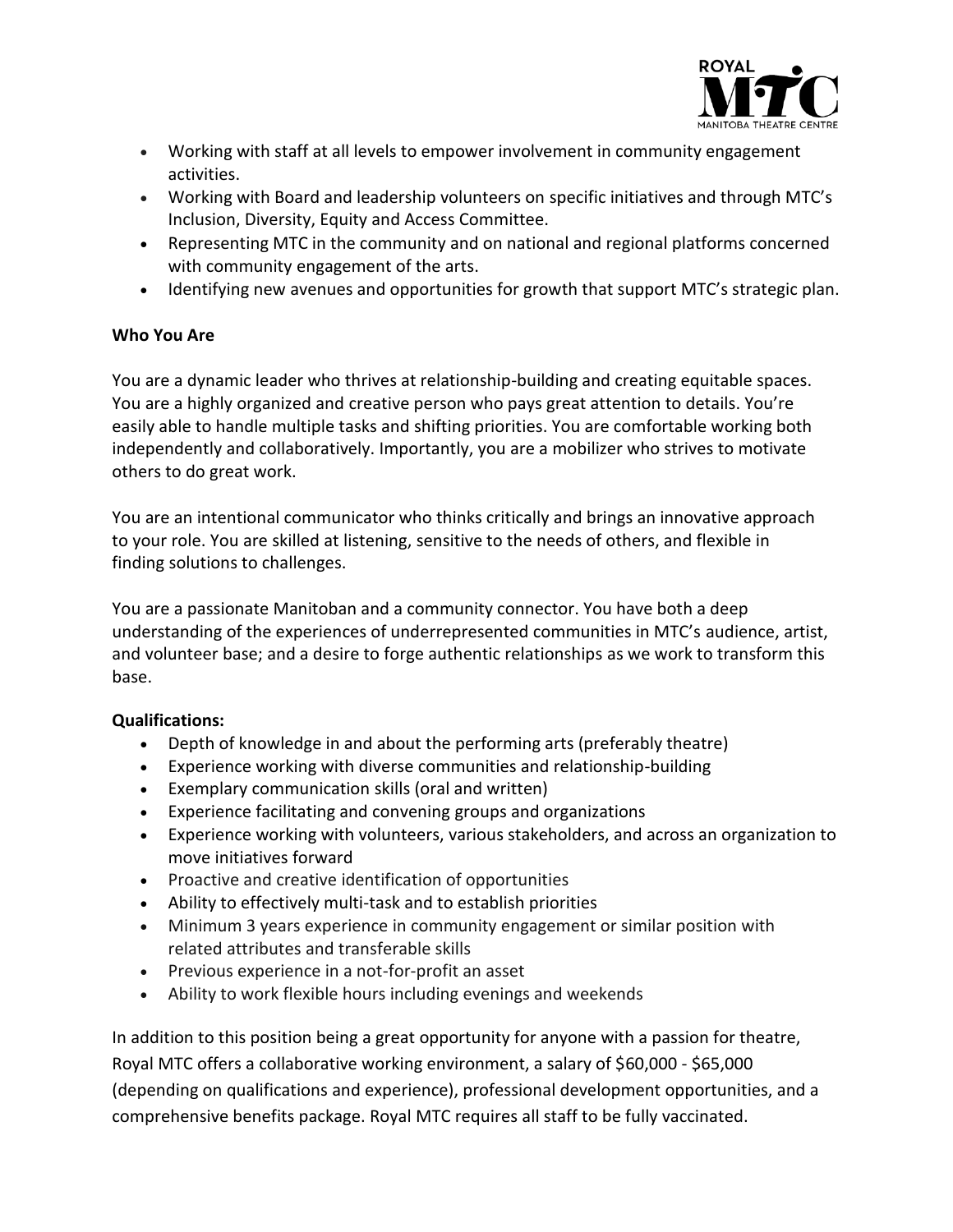- Working with staff at all levels to empower involvement in community engagement activities.
- Working with Board and leadership volunteers on specific initiatives and through MTC's Inclusion, Diversity, Equity and Access Committee.
- Representing MTC in the community and on national and regional platforms concerned with community engagement of the arts.
- Identifying new avenues and opportunities for growth that support MTC's strategic plan.

**Who You Are**

You are a dynamic leader who thrives at relationship-building and creating equitable spaces. You are a highly organized and creative person who pays great attention to details. You're easily able to handle multiple tasks and shifting priorities. You are comfortable working both independently and collaboratively. Importantly, you are a mobilizer who strives to motivate others to do great work.

You are an intentional communicator who thinks critically and brings an innovative approach to your role. You are skilled at listening, sensitive to the needs of others, and flexible in finding solutions to challenges.

You are a passionate Manitoban and a community connector. You have both a deep understanding of the experiences of underrepresented communities in MTC's audience, artist, and volunteer base; and a desire to forge authentic relationships as we work to transform this base.

**Qualifications:**

- Depth of knowledge in and about the performing arts (preferably theatre)
- Experience working with diverse communities and relationship-building
- Exemplary communication skills (oral and written)
- Experience facilitating and convening groups and organizations
- Experience working with volunteers, various stakeholders, and across an organization to move initiatives forward
- Proactive and creative identification of opportunities
- Ability to effectively multi-task and to establish priorities
- Minimum 3 years experience in community engagement or similar position with related attributes and transferable skills
- Previous experience in a not-for-profit an asset
- Ability to work flexible hours including evenings and weekends

In addition to this position being a great opportunity for anyone with a passion for theatre, Royal MTC offers a collaborative working environment, a salary of $60,000 - $65,000 (depending on qualifications and experience), professional development opportunities, and a comprehensive benefits package. Royal MTC requires all staff to be fully vaccinated.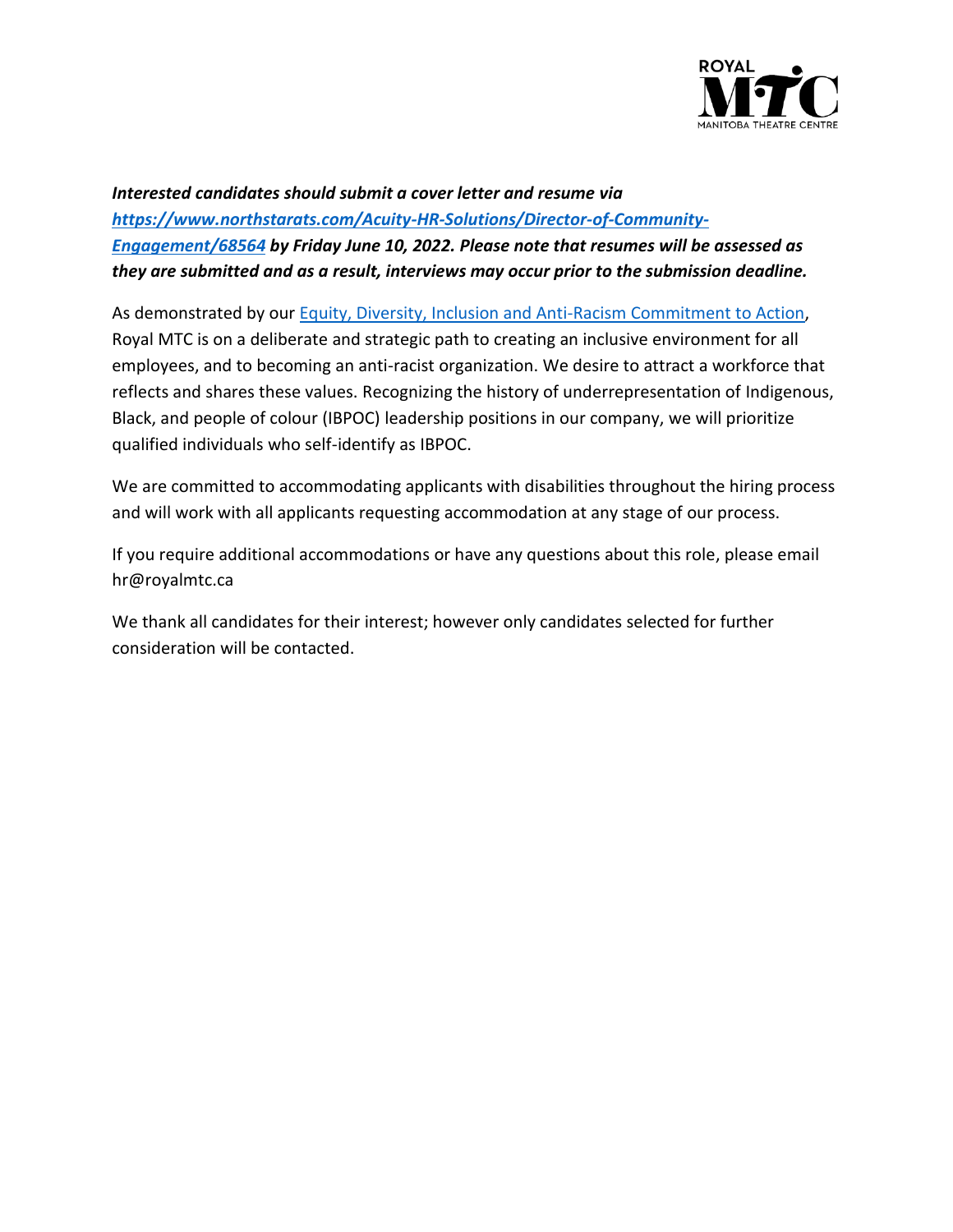***Interested candidates should submit a cover letter and resume via [https://www.northstarats.com/Acuity-HR-Solutions/Director-of-Community-Engagement/68564](https://www.northstarats.com/Acuity-HR-Solutions/Director-of-Community-Engagement/68564) by Friday June 10, 2022. Please note that resumes will be assessed as they are submitted and as a result, interviews may occur prior to the submission deadline.***

As demonstrated by our Equity, Diversity, Inclusion and Anti-Racism Commitment to Action, Royal MTC is on a deliberate and strategic path to creating an inclusive environment for all employees, and to becoming an anti-racist organization. We desire to attract a workforce that reflects and shares these values. Recognizing the history of underrepresentation of Indigenous, Black, and people of colour (IBPOC) leadership positions in our company, we will prioritize qualified individuals who self-identify as IBPOC.

We are committed to accommodating applicants with disabilities throughout the hiring process and will work with all applicants requesting accommodation at any stage of our process.

If you require additional accommodations or have any questions about this role, please email hr@royalmtc.ca

We thank all candidates for their interest; however only candidates selected for further consideration will be contacted.